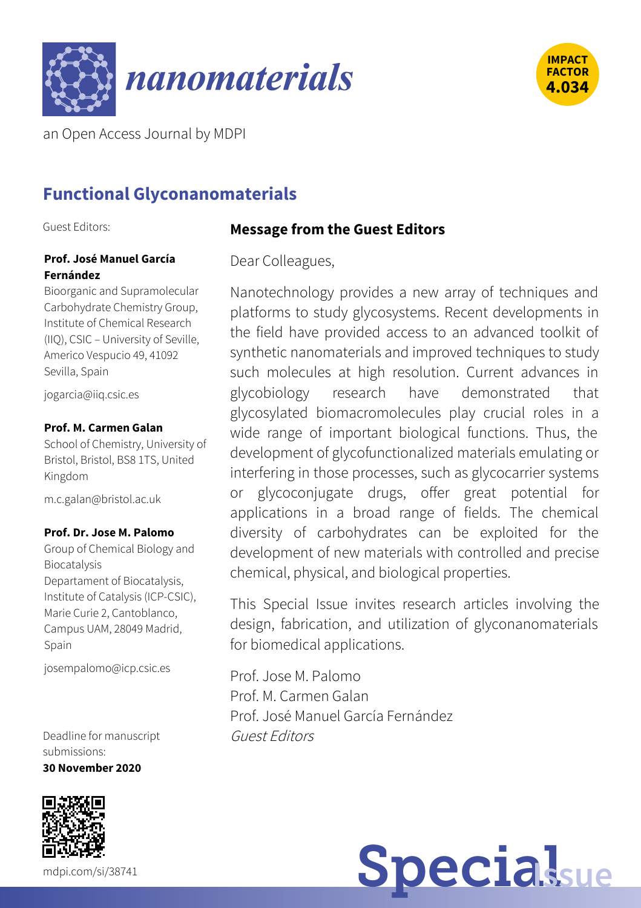# nanomaterials

an Open Access Journal by MDPI

IMPACT FACTOR 4.034

## Functional Glyconanomaterials

Guest Editors:

**Prof. José Manuel García Fernández**
Bioorganic and Supramolecular Carbohydrate Chemistry Group, Institute of Chemical Research (IIQ), CSIC – University of Seville, Americo Vespucio 49, 41092 Sevilla, Spain

jogarcia@iiq.csic.es

**Prof. M. Carmen Galan**
School of Chemistry, University of Bristol, Bristol, BS8 1TS, United Kingdom

m.c.galan@bristol.ac.uk

**Prof. Dr. Jose M. Palomo**
Group of Chemical Biology and Biocatalysis
Departament of Biocatalysis, Institute of Catalysis (ICP-CSIC), Marie Curie 2, Cantoblanco, Campus UAM, 28049 Madrid, Spain

josempalomo@icp.csic.es

Deadline for manuscript submissions:
**30 November 2020**

mdpi.com/si/38741

### Message from the Guest Editors

Dear Colleagues,

Nanotechnology provides a new array of techniques and platforms to study glycosystems. Recent developments in the field have provided access to an advanced toolkit of synthetic nanomaterials and improved techniques to study such molecules at high resolution. Current advances in glycobiology research have demonstrated that glycosylated biomacromolecules play crucial roles in a wide range of important biological functions. Thus, the development of glycofunctionalized materials emulating or interfering in those processes, such as glycocarrier systems or glycoconjugate drugs, offer great potential for applications in a broad range of fields. The chemical diversity of carbohydrates can be exploited for the development of new materials with controlled and precise chemical, physical, and biological properties.

This Special Issue invites research articles involving the design, fabrication, and utilization of glyconanomaterials for biomedical applications.

Prof. Jose M. Palomo
Prof. M. Carmen Galan
Prof. José Manuel García Fernández
*Guest Editors*

Special Issue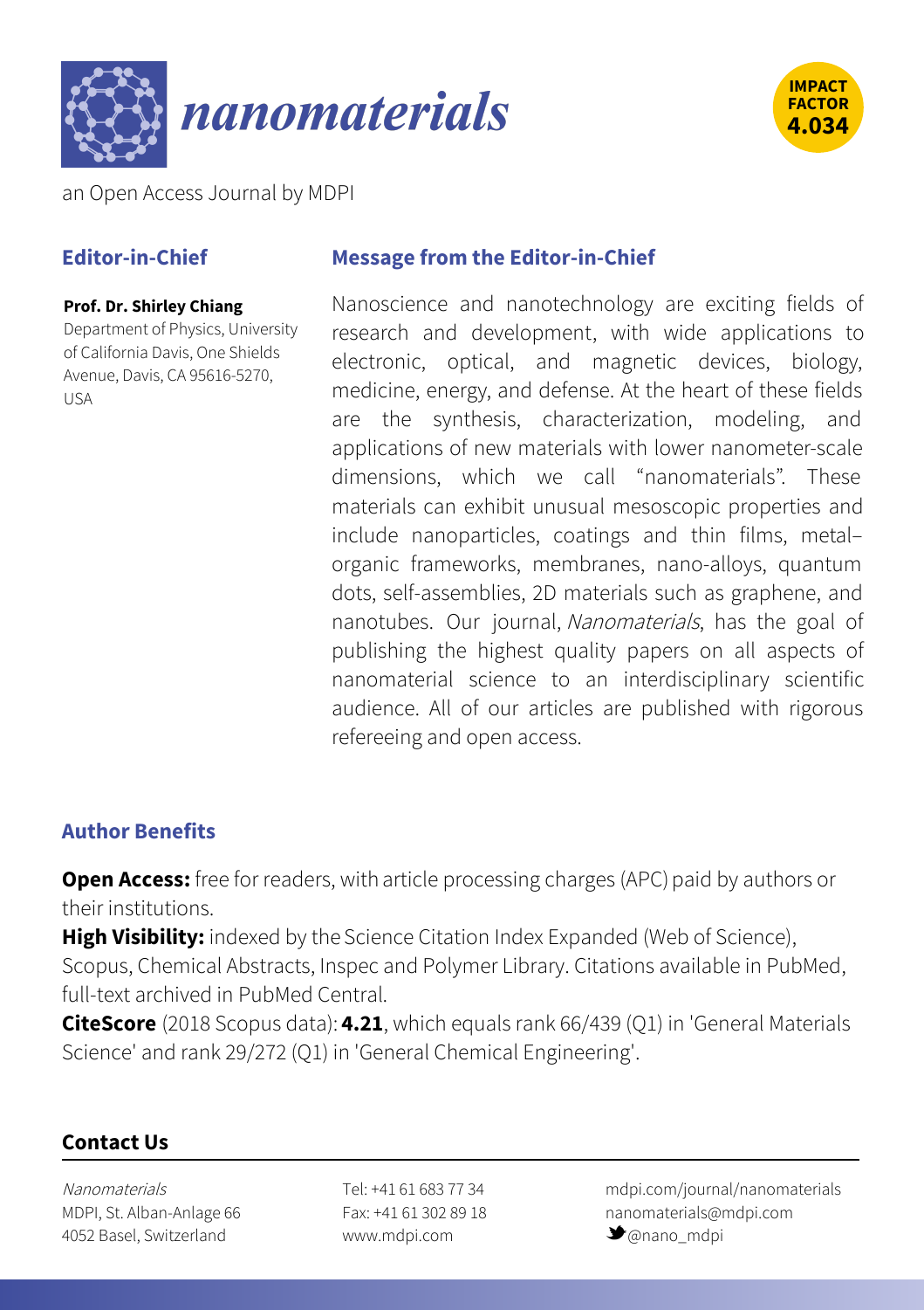# *nanomaterials*

**IMPACT FACTOR 4.034**

an Open Access Journal by MDPI

## Editor-in-Chief

**Prof. Dr. Shirley Chiang**
Department of Physics, University of California Davis, One Shields Avenue, Davis, CA 95616-5270, USA

## Message from the Editor-in-Chief

Nanoscience and nanotechnology are exciting fields of research and development, with wide applications to electronic, optical, and magnetic devices, biology, medicine, energy, and defense. At the heart of these fields are the synthesis, characterization, modeling, and applications of new materials with lower nanometer-scale dimensions, which we call "nanomaterials". These materials can exhibit unusual mesoscopic properties and include nanoparticles, coatings and thin films, metal–organic frameworks, membranes, nano-alloys, quantum dots, self-assemblies, 2D materials such as graphene, and nanotubes. Our journal, *Nanomaterials*, has the goal of publishing the highest quality papers on all aspects of nanomaterial science to an interdisciplinary scientific audience. All of our articles are published with rigorous refereeing and open access.

## Author Benefits

**Open Access:** free for readers, with article processing charges (APC) paid by authors or their institutions.
**High Visibility:** indexed by the Science Citation Index Expanded (Web of Science), Scopus, Chemical Abstracts, Inspec and Polymer Library. Citations available in PubMed, full-text archived in PubMed Central.
**CiteScore** (2018 Scopus data): **4.21**, which equals rank 66/439 (Q1) in 'General Materials Science' and rank 29/272 (Q1) in 'General Chemical Engineering'.

## Contact Us

*Nanomaterials*
MDPI, St. Alban-Anlage 66
4052 Basel, Switzerland

Tel: +41 61 683 77 34
Fax: +41 61 302 89 18
www.mdpi.com

mdpi.com/journal/nanomaterials
nanomaterials@mdpi.com
@nano_mdpi